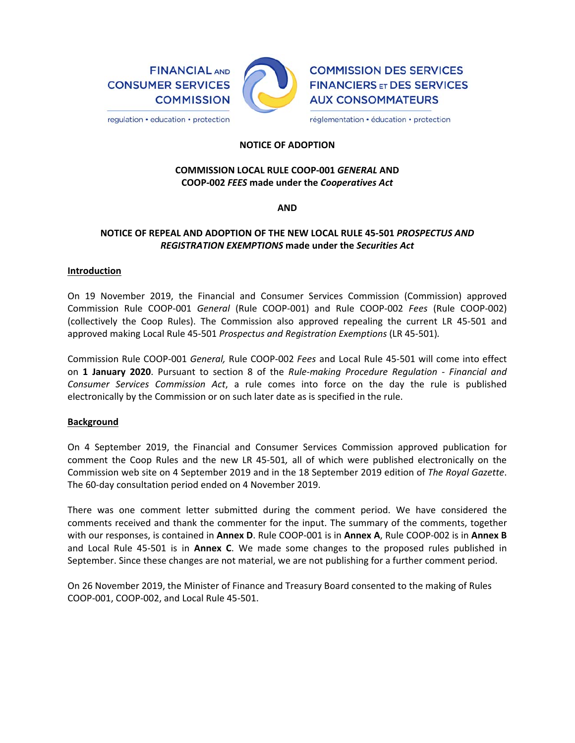FINANCIAL AND CONSUMER SERVICES COMMISSION

regulation • education • protection

COMMISSION DES SERVICES FINANCIERS ET DES SERVICES AUX CONSOMMATEURS

réglementation • éducation • protection

**NOTICE OF ADOPTION**

**COMMISSION LOCAL RULE COOP-001 *GENERAL* AND COOP-002 *FEES* made under the *Cooperatives Act***

**AND**

**NOTICE OF REPEAL AND ADOPTION OF THE NEW LOCAL RULE 45-501 *PROSPECTUS AND REGISTRATION EXEMPTIONS* made under the *Securities Act***

## Introduction

On 19 November 2019, the Financial and Consumer Services Commission (Commission) approved Commission Rule COOP-001 *General* (Rule COOP-001) and Rule COOP-002 *Fees* (Rule COOP-002) (collectively the Coop Rules). The Commission also approved repealing the current LR 45-501 and approved making Local Rule 45-501 *Prospectus and Registration Exemptions* (LR 45-501).

Commission Rule COOP-001 *General,* Rule COOP-002 *Fees* and Local Rule 45-501 will come into effect on **1 January 2020**. Pursuant to section 8 of the *Rule-making Procedure Regulation - Financial and Consumer Services Commission Act*, a rule comes into force on the day the rule is published electronically by the Commission or on such later date as is specified in the rule.

## Background

On 4 September 2019, the Financial and Consumer Services Commission approved publication for comment the Coop Rules and the new LR 45-501*,* all of which were published electronically on the Commission web site on 4 September 2019 and in the 18 September 2019 edition of *The Royal Gazette*. The 60-day consultation period ended on 4 November 2019.

There was one comment letter submitted during the comment period. We have considered the comments received and thank the commenter for the input. The summary of the comments, together with our responses, is contained in **Annex D**. Rule COOP-001 is in **Annex A**, Rule COOP-002 is in **Annex B** and Local Rule 45-501 is in **Annex C**. We made some changes to the proposed rules published in September. Since these changes are not material, we are not publishing for a further comment period.

On 26 November 2019, the Minister of Finance and Treasury Board consented to the making of Rules COOP-001, COOP-002, and Local Rule 45-501.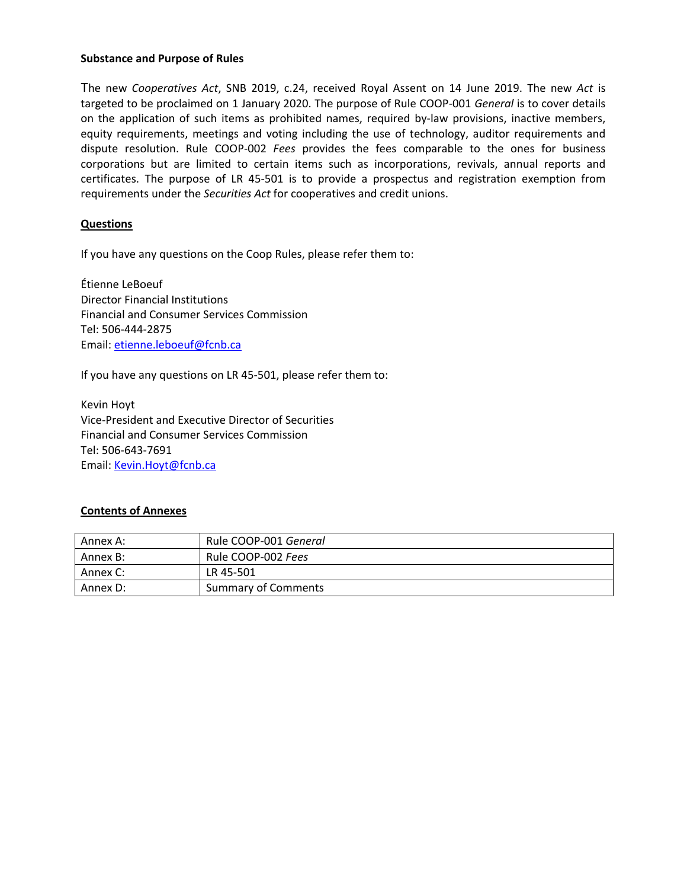**Substance and Purpose of Rules**

The new *Cooperatives Act*, SNB 2019, c.24, received Royal Assent on 14 June 2019. The new *Act* is targeted to be proclaimed on 1 January 2020. The purpose of Rule COOP-001 *General* is to cover details on the application of such items as prohibited names, required by-law provisions, inactive members, equity requirements, meetings and voting including the use of technology, auditor requirements and dispute resolution. Rule COOP-002 *Fees* provides the fees comparable to the ones for business corporations but are limited to certain items such as incorporations, revivals, annual reports and certificates. The purpose of LR 45-501 is to provide a prospectus and registration exemption from requirements under the *Securities Act* for cooperatives and credit unions.

**Questions**

If you have any questions on the Coop Rules, please refer them to:

Étienne LeBoeuf
Director Financial Institutions
Financial and Consumer Services Commission
Tel: 506-444-2875
Email: etienne.leboeuf@fcnb.ca

If you have any questions on LR 45-501, please refer them to:

Kevin Hoyt
Vice-President and Executive Director of Securities
Financial and Consumer Services Commission
Tel: 506-643-7691
Email: Kevin.Hoyt@fcnb.ca

**Contents of Annexes**

| | |
|---|---|
| Annex A: | Rule COOP-001 *General* |
| Annex B: | Rule COOP-002 *Fees* |
| Annex C: | LR 45-501 |
| Annex D: | Summary of Comments |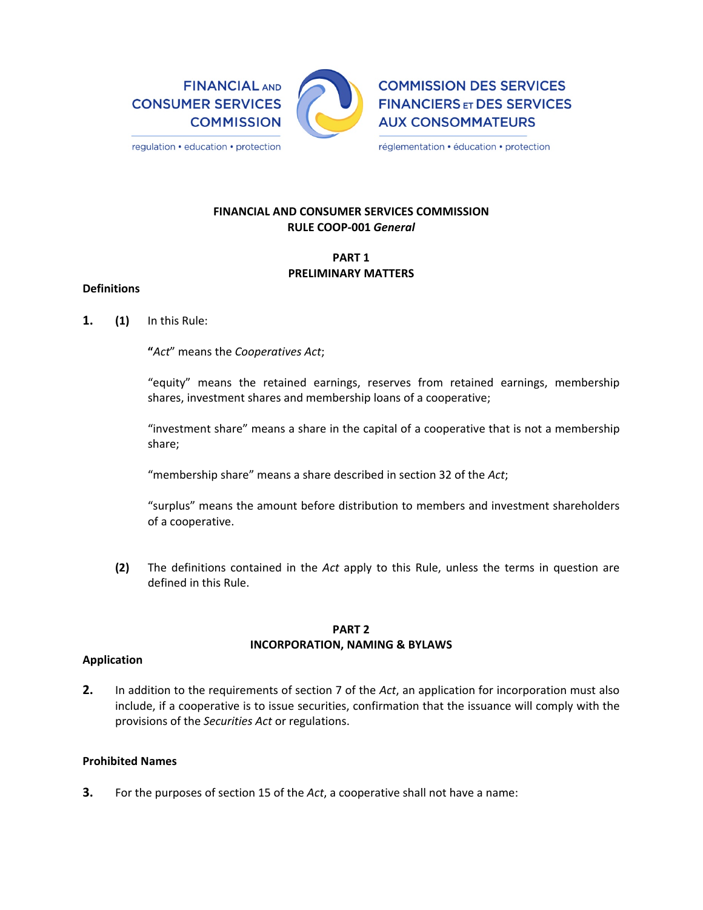**FINANCIAL AND CONSUMER SERVICES COMMISSION**
**RULE COOP-001 *General***

**PART 1**
**PRELIMINARY MATTERS**

**Definitions**

**1. (1)** In this Rule:

"*Act*" means the *Cooperatives Act*;

"equity" means the retained earnings, reserves from retained earnings, membership shares, investment shares and membership loans of a cooperative;

"investment share" means a share in the capital of a cooperative that is not a membership share;

"membership share" means a share described in section 32 of the *Act*;

"surplus" means the amount before distribution to members and investment shareholders of a cooperative.

**(2)** The definitions contained in the *Act* apply to this Rule, unless the terms in question are defined in this Rule.

**PART 2**
**INCORPORATION, NAMING & BYLAWS**

**Application**

**2.** In addition to the requirements of section 7 of the *Act*, an application for incorporation must also include, if a cooperative is to issue securities, confirmation that the issuance will comply with the provisions of the *Securities Act* or regulations.

**Prohibited Names**

**3.** For the purposes of section 15 of the *Act*, a cooperative shall not have a name: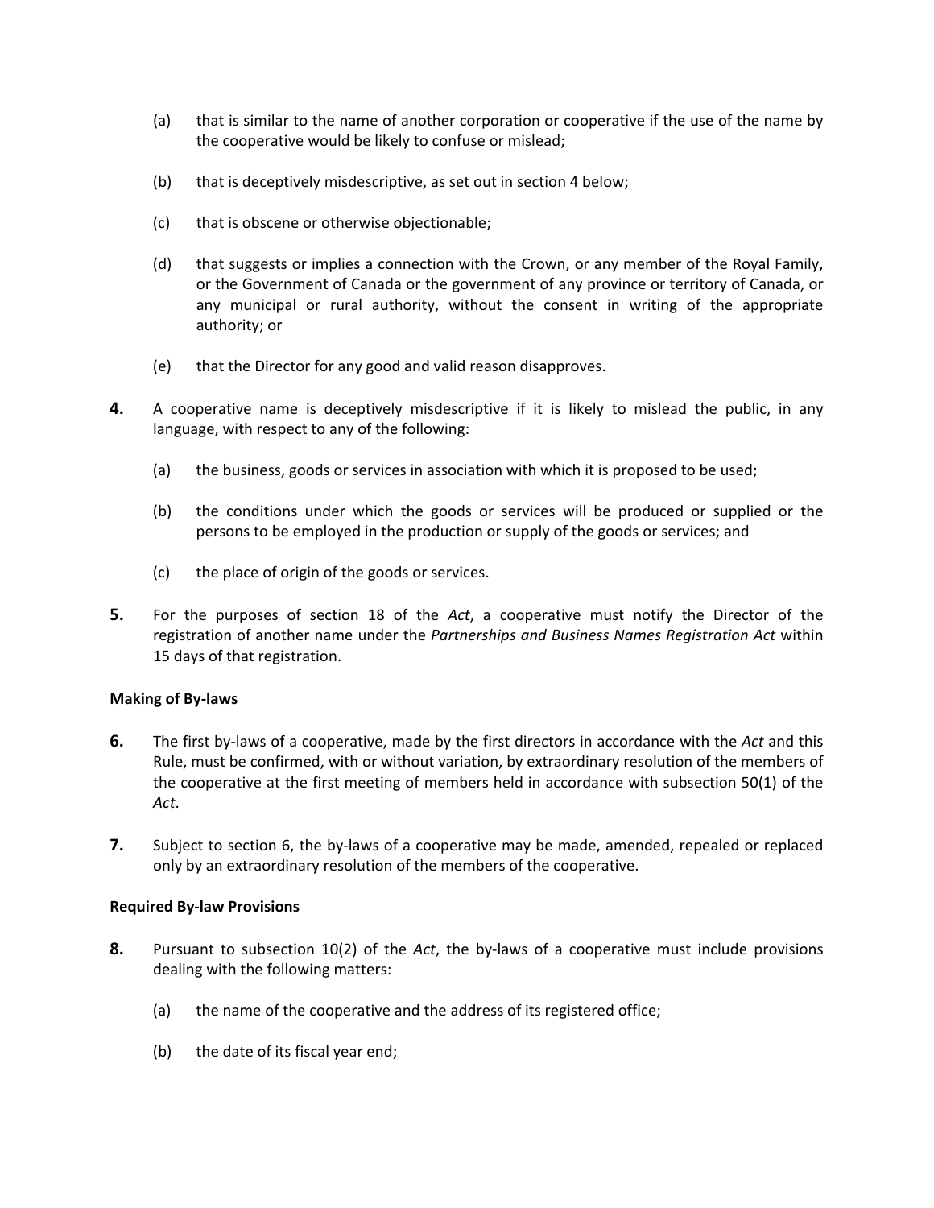(a) that is similar to the name of another corporation or cooperative if the use of the name by the cooperative would be likely to confuse or mislead;

(b) that is deceptively misdescriptive, as set out in section 4 below;

(c) that is obscene or otherwise objectionable;

(d) that suggests or implies a connection with the Crown, or any member of the Royal Family, or the Government of Canada or the government of any province or territory of Canada, or any municipal or rural authority, without the consent in writing of the appropriate authority; or

(e) that the Director for any good and valid reason disapproves.

**4.** A cooperative name is deceptively misdescriptive if it is likely to mislead the public, in any language, with respect to any of the following:

(a) the business, goods or services in association with which it is proposed to be used;

(b) the conditions under which the goods or services will be produced or supplied or the persons to be employed in the production or supply of the goods or services; and

(c) the place of origin of the goods or services.

**5.** For the purposes of section 18 of the *Act*, a cooperative must notify the Director of the registration of another name under the *Partnerships and Business Names Registration Act* within 15 days of that registration.

**Making of By-laws**

**6.** The first by-laws of a cooperative, made by the first directors in accordance with the *Act* and this Rule, must be confirmed, with or without variation, by extraordinary resolution of the members of the cooperative at the first meeting of members held in accordance with subsection 50(1) of the *Act*.

**7.** Subject to section 6, the by-laws of a cooperative may be made, amended, repealed or replaced only by an extraordinary resolution of the members of the cooperative.

**Required By-law Provisions**

**8.** Pursuant to subsection 10(2) of the *Act*, the by-laws of a cooperative must include provisions dealing with the following matters:

(a) the name of the cooperative and the address of its registered office;

(b) the date of its fiscal year end;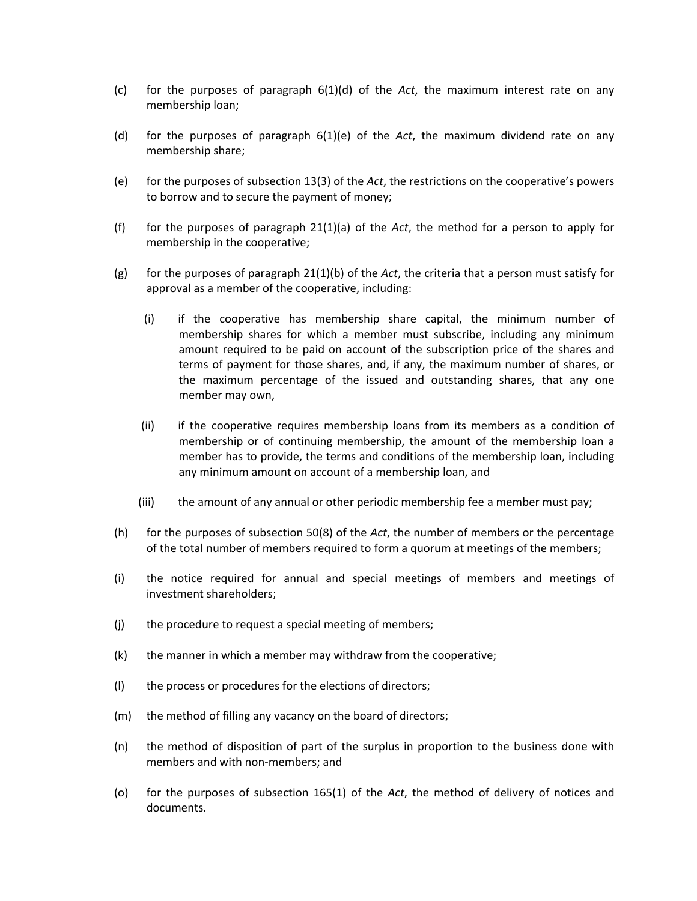(c) for the purposes of paragraph 6(1)(d) of the *Act*, the maximum interest rate on any membership loan;

(d) for the purposes of paragraph 6(1)(e) of the *Act*, the maximum dividend rate on any membership share;

(e) for the purposes of subsection 13(3) of the *Act*, the restrictions on the cooperative's powers to borrow and to secure the payment of money;

(f) for the purposes of paragraph 21(1)(a) of the *Act*, the method for a person to apply for membership in the cooperative;

(g) for the purposes of paragraph 21(1)(b) of the *Act*, the criteria that a person must satisfy for approval as a member of the cooperative, including:

   (i) if the cooperative has membership share capital, the minimum number of membership shares for which a member must subscribe, including any minimum amount required to be paid on account of the subscription price of the shares and terms of payment for those shares, and, if any, the maximum number of shares, or the maximum percentage of the issued and outstanding shares, that any one member may own,

   (ii) if the cooperative requires membership loans from its members as a condition of membership or of continuing membership, the amount of the membership loan a member has to provide, the terms and conditions of the membership loan, including any minimum amount on account of a membership loan, and

   (iii) the amount of any annual or other periodic membership fee a member must pay;

(h) for the purposes of subsection 50(8) of the *Act*, the number of members or the percentage of the total number of members required to form a quorum at meetings of the members;

(i) the notice required for annual and special meetings of members and meetings of investment shareholders;

(j) the procedure to request a special meeting of members;

(k) the manner in which a member may withdraw from the cooperative;

(l) the process or procedures for the elections of directors;

(m) the method of filling any vacancy on the board of directors;

(n) the method of disposition of part of the surplus in proportion to the business done with members and with non-members; and

(o) for the purposes of subsection 165(1) of the *Act*, the method of delivery of notices and documents.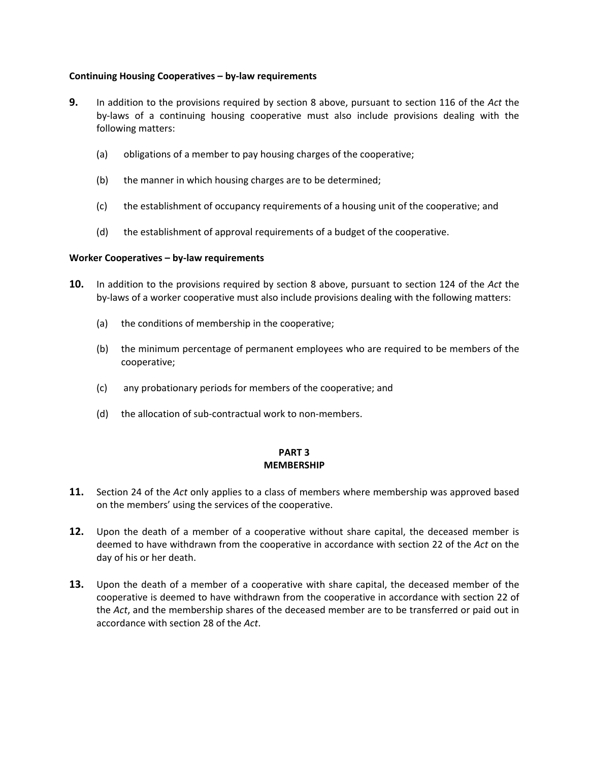**Continuing Housing Cooperatives – by-law requirements**

**9.** In addition to the provisions required by section 8 above, pursuant to section 116 of the *Act* the by-laws of a continuing housing cooperative must also include provisions dealing with the following matters:

(a) obligations of a member to pay housing charges of the cooperative;

(b) the manner in which housing charges are to be determined;

(c) the establishment of occupancy requirements of a housing unit of the cooperative; and

(d) the establishment of approval requirements of a budget of the cooperative.

**Worker Cooperatives – by-law requirements**

**10.** In addition to the provisions required by section 8 above, pursuant to section 124 of the *Act* the by-laws of a worker cooperative must also include provisions dealing with the following matters:

(a) the conditions of membership in the cooperative;

(b) the minimum percentage of permanent employees who are required to be members of the cooperative;

(c) any probationary periods for members of the cooperative; and

(d) the allocation of sub-contractual work to non-members.

## PART 3
## MEMBERSHIP

**11.** Section 24 of the *Act* only applies to a class of members where membership was approved based on the members' using the services of the cooperative.

**12.** Upon the death of a member of a cooperative without share capital, the deceased member is deemed to have withdrawn from the cooperative in accordance with section 22 of the *Act* on the day of his or her death.

**13.** Upon the death of a member of a cooperative with share capital, the deceased member of the cooperative is deemed to have withdrawn from the cooperative in accordance with section 22 of the *Act*, and the membership shares of the deceased member are to be transferred or paid out in accordance with section 28 of the *Act*.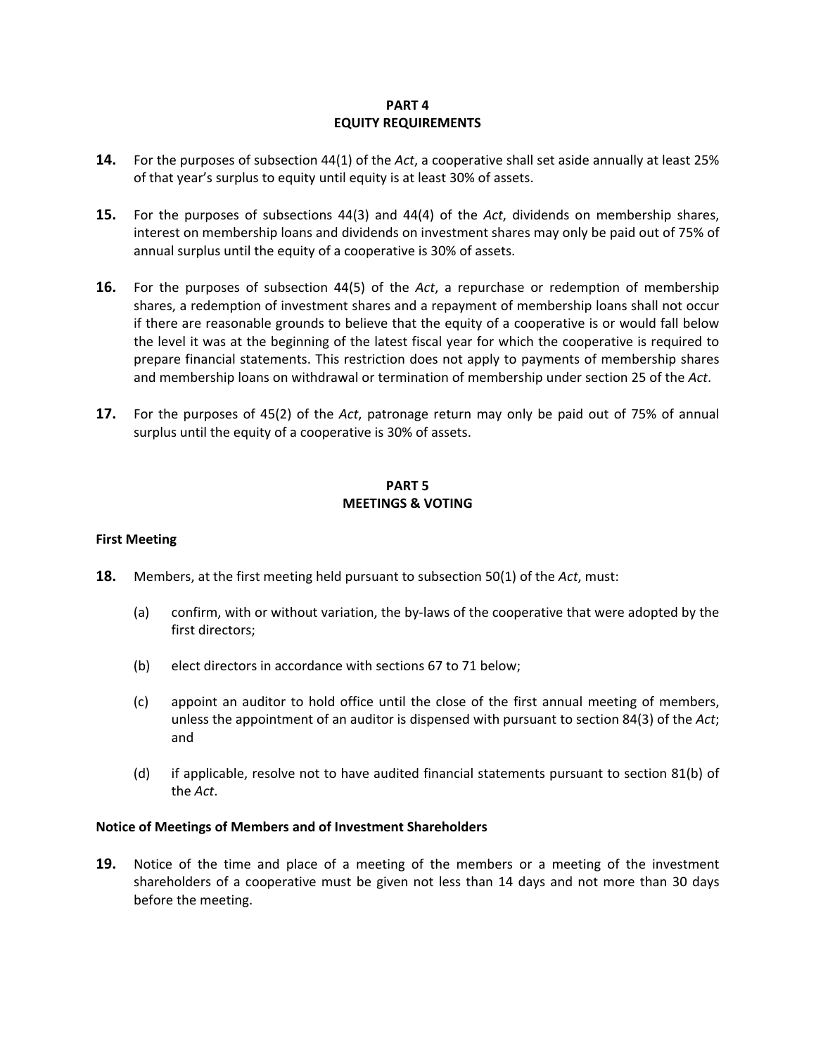## PART 4
## EQUITY REQUIREMENTS

**14.** For the purposes of subsection 44(1) of the *Act*, a cooperative shall set aside annually at least 25% of that year's surplus to equity until equity is at least 30% of assets.

**15.** For the purposes of subsections 44(3) and 44(4) of the *Act*, dividends on membership shares, interest on membership loans and dividends on investment shares may only be paid out of 75% of annual surplus until the equity of a cooperative is 30% of assets.

**16.** For the purposes of subsection 44(5) of the *Act*, a repurchase or redemption of membership shares, a redemption of investment shares and a repayment of membership loans shall not occur if there are reasonable grounds to believe that the equity of a cooperative is or would fall below the level it was at the beginning of the latest fiscal year for which the cooperative is required to prepare financial statements. This restriction does not apply to payments of membership shares and membership loans on withdrawal or termination of membership under section 25 of the *Act*.

**17.** For the purposes of 45(2) of the *Act*, patronage return may only be paid out of 75% of annual surplus until the equity of a cooperative is 30% of assets.

## PART 5
## MEETINGS & VOTING

### First Meeting

**18.** Members, at the first meeting held pursuant to subsection 50(1) of the *Act*, must:

(a) confirm, with or without variation, the by-laws of the cooperative that were adopted by the first directors;

(b) elect directors in accordance with sections 67 to 71 below;

(c) appoint an auditor to hold office until the close of the first annual meeting of members, unless the appointment of an auditor is dispensed with pursuant to section 84(3) of the *Act*; and

(d) if applicable, resolve not to have audited financial statements pursuant to section 81(b) of the *Act*.

### Notice of Meetings of Members and of Investment Shareholders

**19.** Notice of the time and place of a meeting of the members or a meeting of the investment shareholders of a cooperative must be given not less than 14 days and not more than 30 days before the meeting.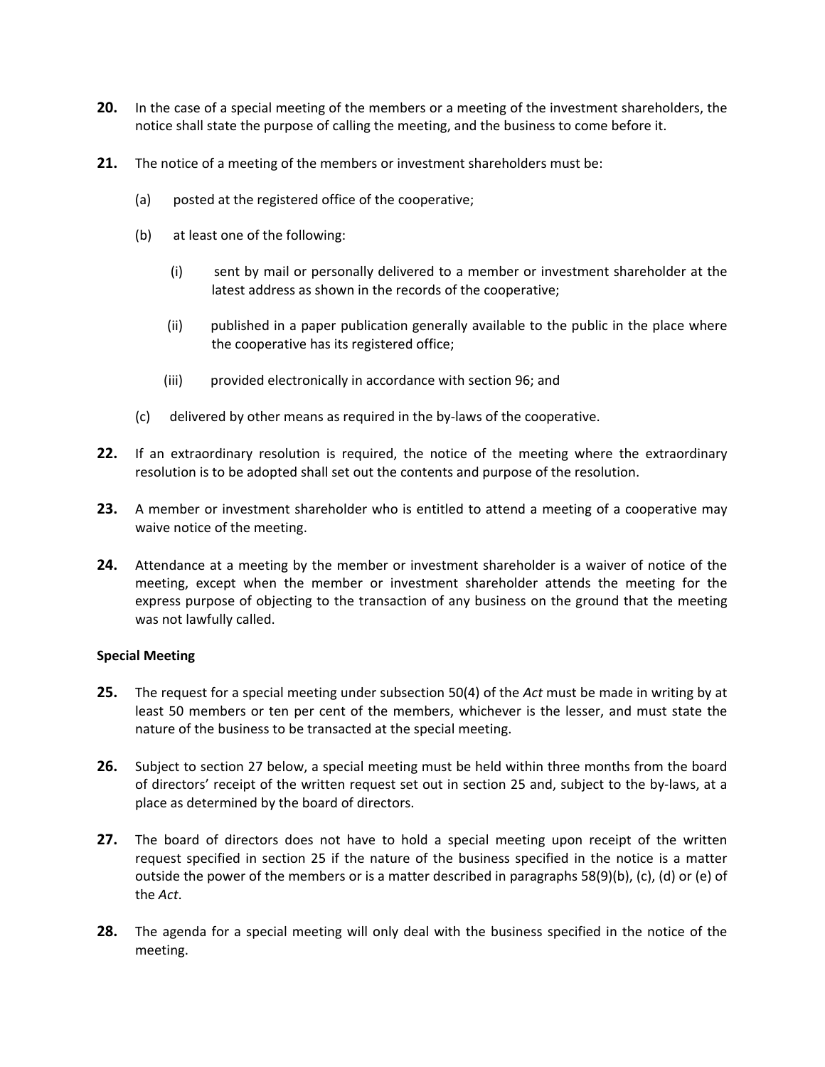**20.** In the case of a special meeting of the members or a meeting of the investment shareholders, the notice shall state the purpose of calling the meeting, and the business to come before it.

**21.** The notice of a meeting of the members or investment shareholders must be:

(a) posted at the registered office of the cooperative;

(b) at least one of the following:

(i) sent by mail or personally delivered to a member or investment shareholder at the latest address as shown in the records of the cooperative;

(ii) published in a paper publication generally available to the public in the place where the cooperative has its registered office;

(iii) provided electronically in accordance with section 96; and

(c) delivered by other means as required in the by-laws of the cooperative.

**22.** If an extraordinary resolution is required, the notice of the meeting where the extraordinary resolution is to be adopted shall set out the contents and purpose of the resolution.

**23.** A member or investment shareholder who is entitled to attend a meeting of a cooperative may waive notice of the meeting.

**24.** Attendance at a meeting by the member or investment shareholder is a waiver of notice of the meeting, except when the member or investment shareholder attends the meeting for the express purpose of objecting to the transaction of any business on the ground that the meeting was not lawfully called.

**Special Meeting**

**25.** The request for a special meeting under subsection 50(4) of the *Act* must be made in writing by at least 50 members or ten per cent of the members, whichever is the lesser, and must state the nature of the business to be transacted at the special meeting.

**26.** Subject to section 27 below, a special meeting must be held within three months from the board of directors' receipt of the written request set out in section 25 and, subject to the by-laws, at a place as determined by the board of directors.

**27.** The board of directors does not have to hold a special meeting upon receipt of the written request specified in section 25 if the nature of the business specified in the notice is a matter outside the power of the members or is a matter described in paragraphs 58(9)(b), (c), (d) or (e) of the *Act*.

**28.** The agenda for a special meeting will only deal with the business specified in the notice of the meeting.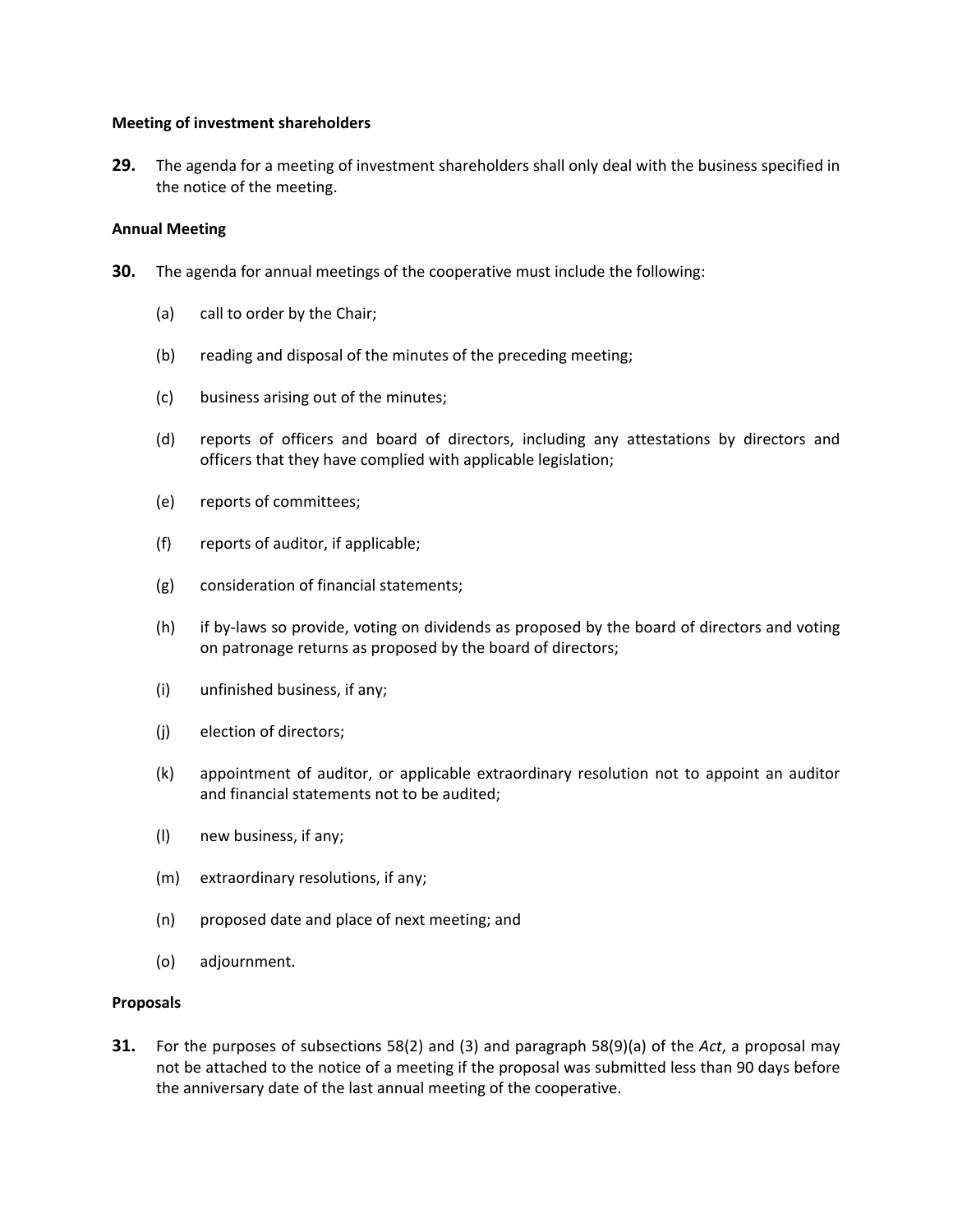**Meeting of investment shareholders**

**29.** The agenda for a meeting of investment shareholders shall only deal with the business specified in the notice of the meeting.

**Annual Meeting**

**30.** The agenda for annual meetings of the cooperative must include the following:

(a) call to order by the Chair;

(b) reading and disposal of the minutes of the preceding meeting;

(c) business arising out of the minutes;

(d) reports of officers and board of directors, including any attestations by directors and officers that they have complied with applicable legislation;

(e) reports of committees;

(f) reports of auditor, if applicable;

(g) consideration of financial statements;

(h) if by-laws so provide, voting on dividends as proposed by the board of directors and voting on patronage returns as proposed by the board of directors;

(i) unfinished business, if any;

(j) election of directors;

(k) appointment of auditor, or applicable extraordinary resolution not to appoint an auditor and financial statements not to be audited;

(l) new business, if any;

(m) extraordinary resolutions, if any;

(n) proposed date and place of next meeting; and

(o) adjournment.

**Proposals**

**31.** For the purposes of subsections 58(2) and (3) and paragraph 58(9)(a) of the *Act*, a proposal may not be attached to the notice of a meeting if the proposal was submitted less than 90 days before the anniversary date of the last annual meeting of the cooperative.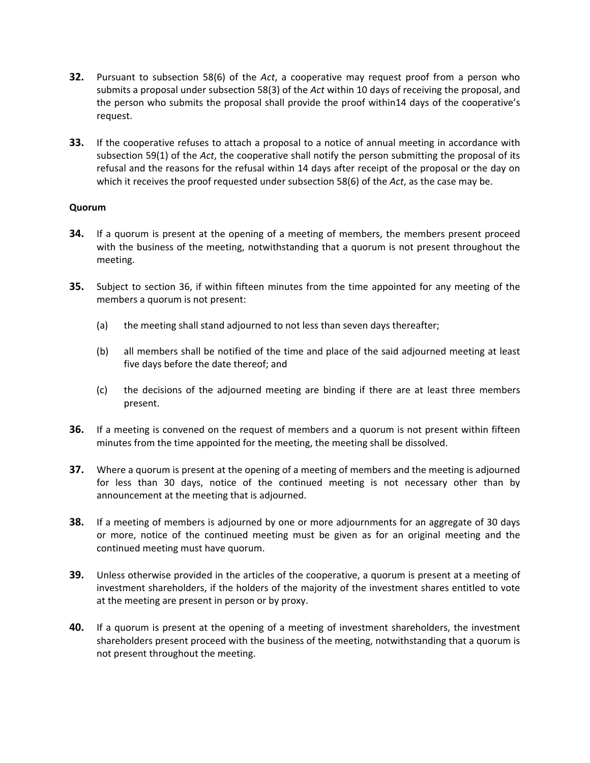**32.** Pursuant to subsection 58(6) of the *Act*, a cooperative may request proof from a person who submits a proposal under subsection 58(3) of the *Act* within 10 days of receiving the proposal, and the person who submits the proposal shall provide the proof within14 days of the cooperative's request.

**33.** If the cooperative refuses to attach a proposal to a notice of annual meeting in accordance with subsection 59(1) of the *Act*, the cooperative shall notify the person submitting the proposal of its refusal and the reasons for the refusal within 14 days after receipt of the proposal or the day on which it receives the proof requested under subsection 58(6) of the *Act*, as the case may be.

**Quorum**

**34.** If a quorum is present at the opening of a meeting of members, the members present proceed with the business of the meeting, notwithstanding that a quorum is not present throughout the meeting.

**35.** Subject to section 36, if within fifteen minutes from the time appointed for any meeting of the members a quorum is not present:

(a) the meeting shall stand adjourned to not less than seven days thereafter;

(b) all members shall be notified of the time and place of the said adjourned meeting at least five days before the date thereof; and

(c) the decisions of the adjourned meeting are binding if there are at least three members present.

**36.** If a meeting is convened on the request of members and a quorum is not present within fifteen minutes from the time appointed for the meeting, the meeting shall be dissolved.

**37.** Where a quorum is present at the opening of a meeting of members and the meeting is adjourned for less than 30 days, notice of the continued meeting is not necessary other than by announcement at the meeting that is adjourned.

**38.** If a meeting of members is adjourned by one or more adjournments for an aggregate of 30 days or more, notice of the continued meeting must be given as for an original meeting and the continued meeting must have quorum.

**39.** Unless otherwise provided in the articles of the cooperative, a quorum is present at a meeting of investment shareholders, if the holders of the majority of the investment shares entitled to vote at the meeting are present in person or by proxy.

**40.** If a quorum is present at the opening of a meeting of investment shareholders, the investment shareholders present proceed with the business of the meeting, notwithstanding that a quorum is not present throughout the meeting.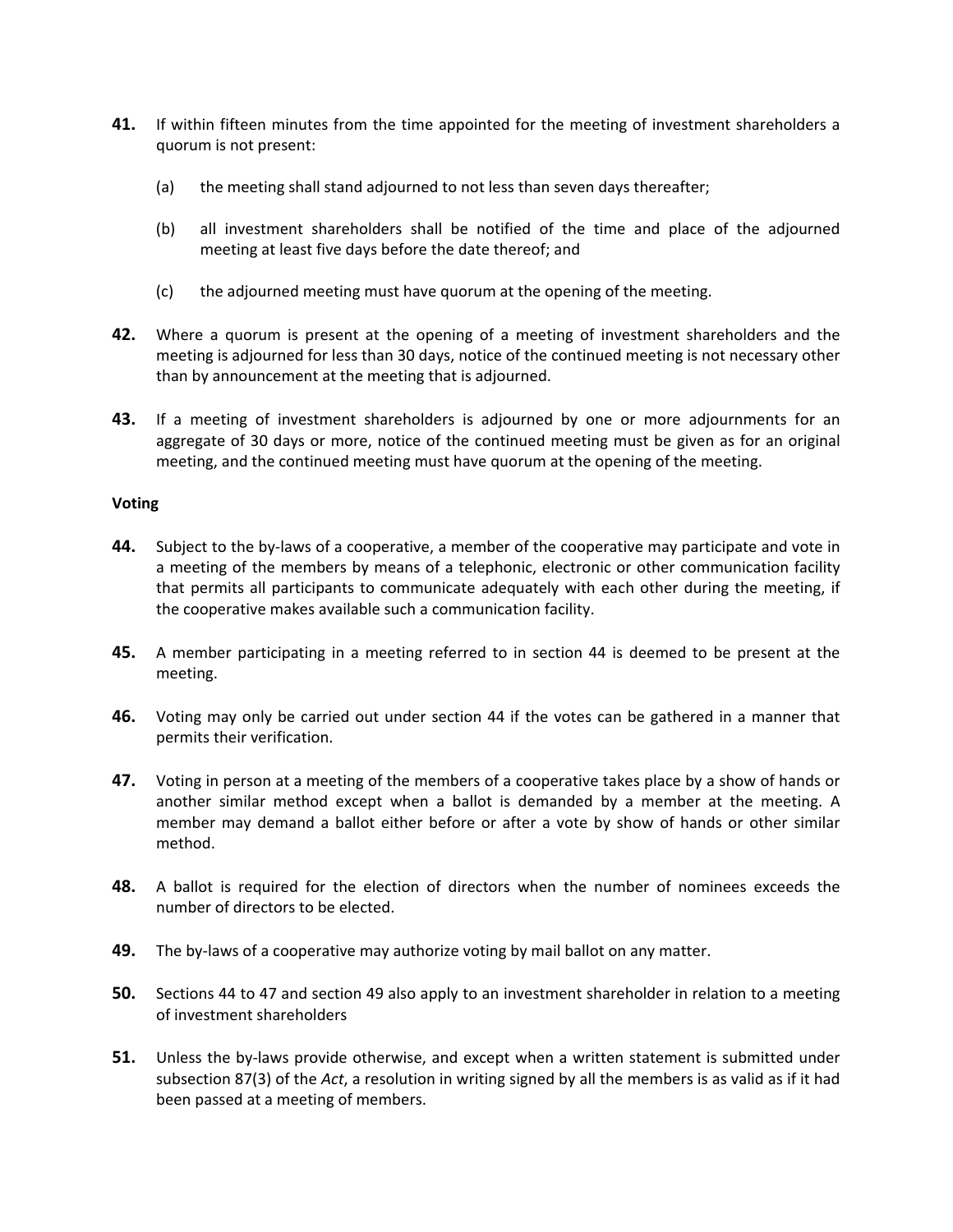**41.** If within fifteen minutes from the time appointed for the meeting of investment shareholders a quorum is not present:

(a) the meeting shall stand adjourned to not less than seven days thereafter;

(b) all investment shareholders shall be notified of the time and place of the adjourned meeting at least five days before the date thereof; and

(c) the adjourned meeting must have quorum at the opening of the meeting.

**42.** Where a quorum is present at the opening of a meeting of investment shareholders and the meeting is adjourned for less than 30 days, notice of the continued meeting is not necessary other than by announcement at the meeting that is adjourned.

**43.** If a meeting of investment shareholders is adjourned by one or more adjournments for an aggregate of 30 days or more, notice of the continued meeting must be given as for an original meeting, and the continued meeting must have quorum at the opening of the meeting.

**Voting**

**44.** Subject to the by-laws of a cooperative, a member of the cooperative may participate and vote in a meeting of the members by means of a telephonic, electronic or other communication facility that permits all participants to communicate adequately with each other during the meeting, if the cooperative makes available such a communication facility.

**45.** A member participating in a meeting referred to in section 44 is deemed to be present at the meeting.

**46.** Voting may only be carried out under section 44 if the votes can be gathered in a manner that permits their verification.

**47.** Voting in person at a meeting of the members of a cooperative takes place by a show of hands or another similar method except when a ballot is demanded by a member at the meeting. A member may demand a ballot either before or after a vote by show of hands or other similar method.

**48.** A ballot is required for the election of directors when the number of nominees exceeds the number of directors to be elected.

**49.** The by-laws of a cooperative may authorize voting by mail ballot on any matter.

**50.** Sections 44 to 47 and section 49 also apply to an investment shareholder in relation to a meeting of investment shareholders

**51.** Unless the by-laws provide otherwise, and except when a written statement is submitted under subsection 87(3) of the *Act*, a resolution in writing signed by all the members is as valid as if it had been passed at a meeting of members.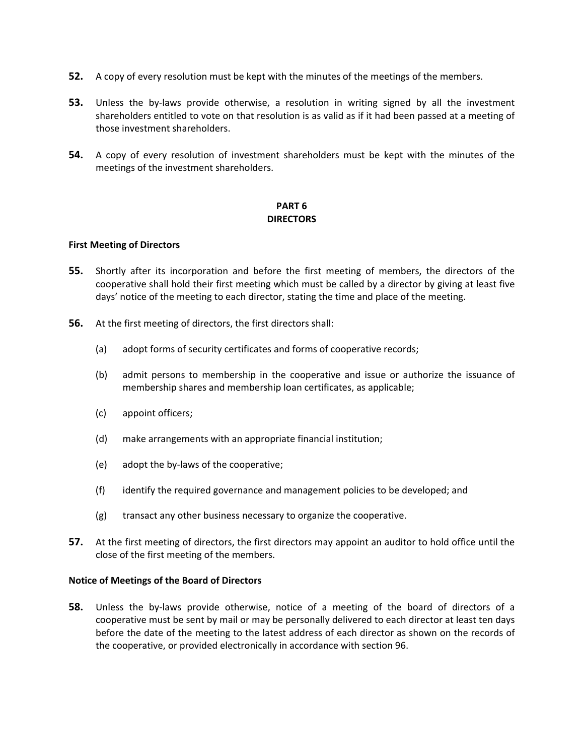**52.** A copy of every resolution must be kept with the minutes of the meetings of the members.

**53.** Unless the by-laws provide otherwise, a resolution in writing signed by all the investment shareholders entitled to vote on that resolution is as valid as if it had been passed at a meeting of those investment shareholders.

**54.** A copy of every resolution of investment shareholders must be kept with the minutes of the meetings of the investment shareholders.

## PART 6
## DIRECTORS

**First Meeting of Directors**

**55.** Shortly after its incorporation and before the first meeting of members, the directors of the cooperative shall hold their first meeting which must be called by a director by giving at least five days' notice of the meeting to each director, stating the time and place of the meeting.

**56.** At the first meeting of directors, the first directors shall:

(a) adopt forms of security certificates and forms of cooperative records;

(b) admit persons to membership in the cooperative and issue or authorize the issuance of membership shares and membership loan certificates, as applicable;

(c) appoint officers;

(d) make arrangements with an appropriate financial institution;

(e) adopt the by-laws of the cooperative;

(f) identify the required governance and management policies to be developed; and

(g) transact any other business necessary to organize the cooperative.

**57.** At the first meeting of directors, the first directors may appoint an auditor to hold office until the close of the first meeting of the members.

**Notice of Meetings of the Board of Directors**

**58.** Unless the by-laws provide otherwise, notice of a meeting of the board of directors of a cooperative must be sent by mail or may be personally delivered to each director at least ten days before the date of the meeting to the latest address of each director as shown on the records of the cooperative, or provided electronically in accordance with section 96.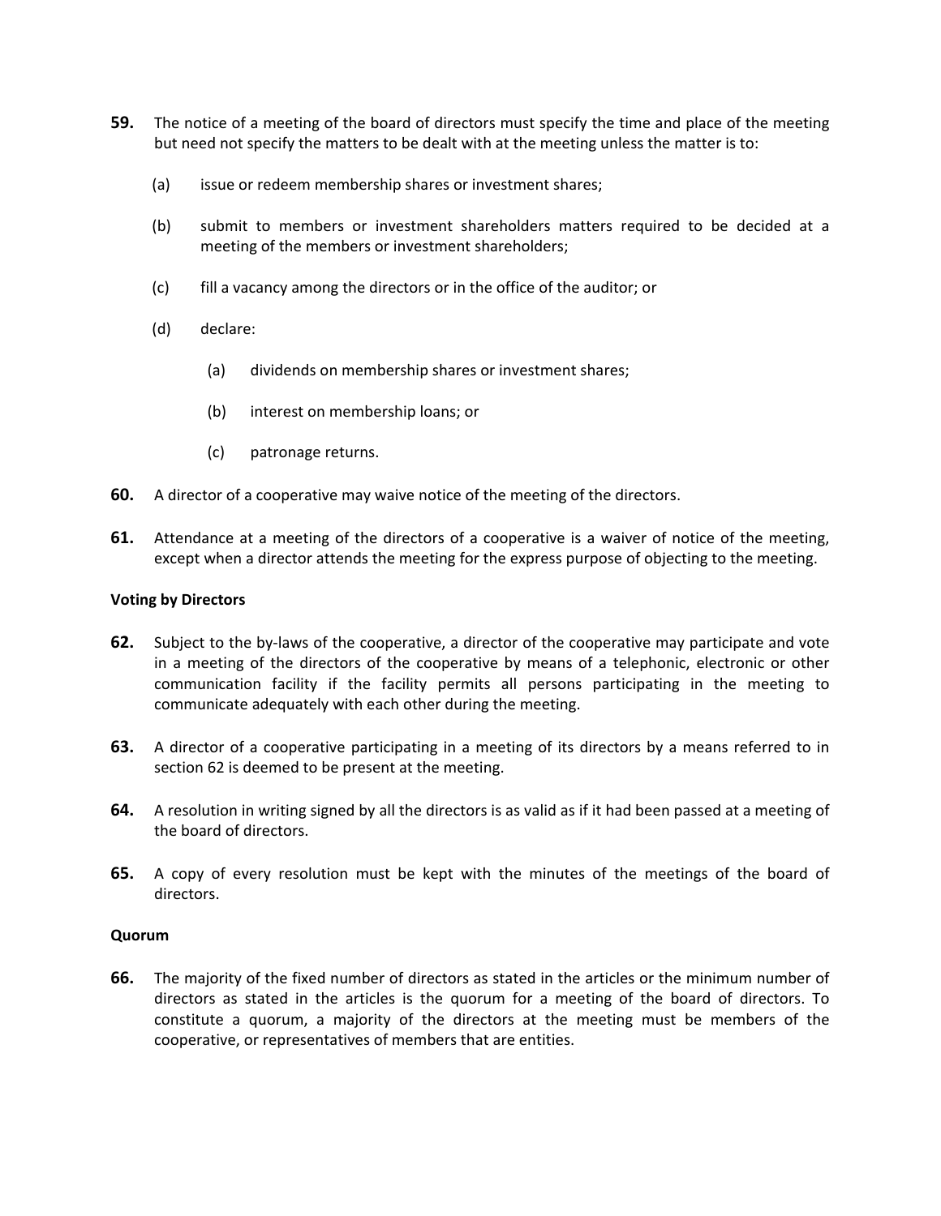**59.** The notice of a meeting of the board of directors must specify the time and place of the meeting but need not specify the matters to be dealt with at the meeting unless the matter is to:

(a) issue or redeem membership shares or investment shares;

(b) submit to members or investment shareholders matters required to be decided at a meeting of the members or investment shareholders;

(c) fill a vacancy among the directors or in the office of the auditor; or

(d) declare:

  (a) dividends on membership shares or investment shares;

  (b) interest on membership loans; or

  (c) patronage returns.

**60.** A director of a cooperative may waive notice of the meeting of the directors.

**61.** Attendance at a meeting of the directors of a cooperative is a waiver of notice of the meeting, except when a director attends the meeting for the express purpose of objecting to the meeting.

**Voting by Directors**

**62.** Subject to the by-laws of the cooperative, a director of the cooperative may participate and vote in a meeting of the directors of the cooperative by means of a telephonic, electronic or other communication facility if the facility permits all persons participating in the meeting to communicate adequately with each other during the meeting.

**63.** A director of a cooperative participating in a meeting of its directors by a means referred to in section 62 is deemed to be present at the meeting.

**64.** A resolution in writing signed by all the directors is as valid as if it had been passed at a meeting of the board of directors.

**65.** A copy of every resolution must be kept with the minutes of the meetings of the board of directors.

**Quorum**

**66.** The majority of the fixed number of directors as stated in the articles or the minimum number of directors as stated in the articles is the quorum for a meeting of the board of directors. To constitute a quorum, a majority of the directors at the meeting must be members of the cooperative, or representatives of members that are entities.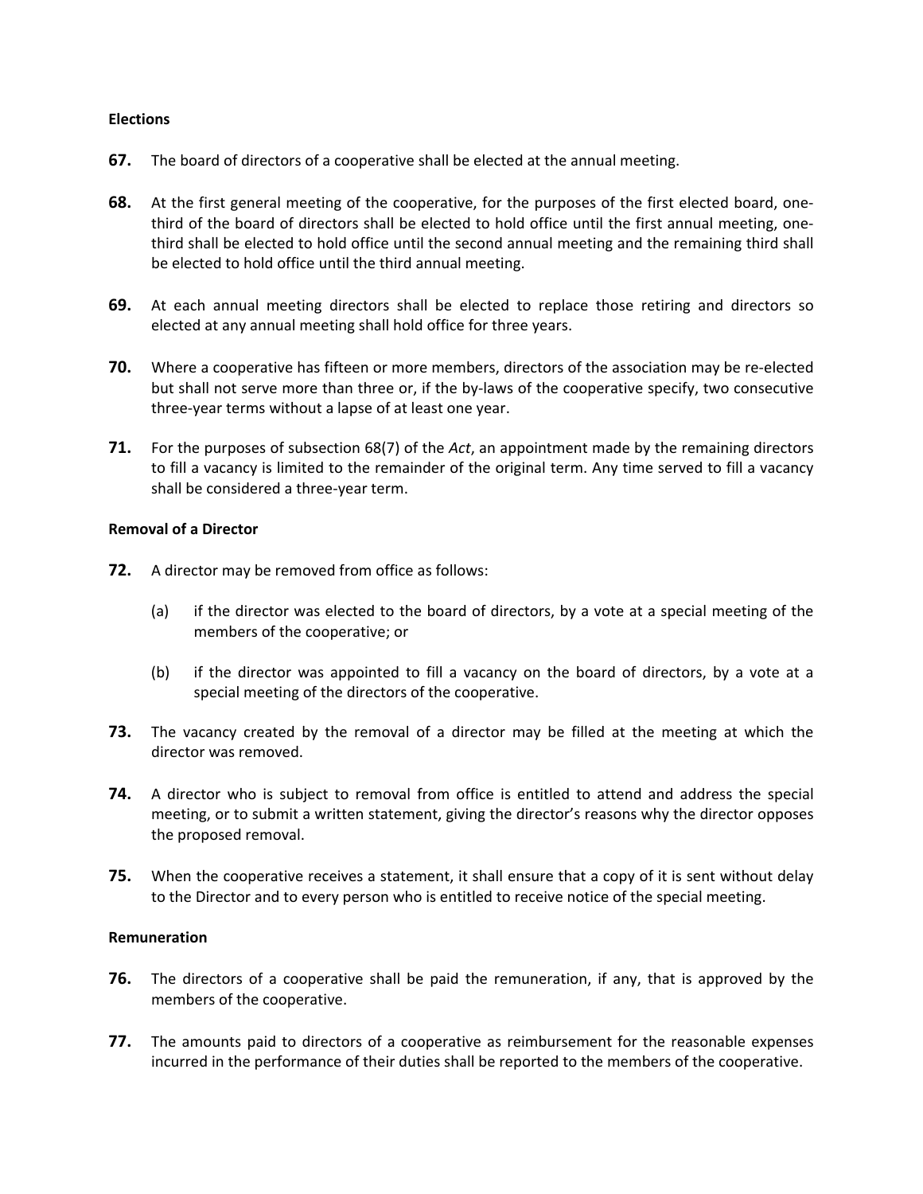**Elections**

**67.** The board of directors of a cooperative shall be elected at the annual meeting.

**68.** At the first general meeting of the cooperative, for the purposes of the first elected board, one-third of the board of directors shall be elected to hold office until the first annual meeting, one-third shall be elected to hold office until the second annual meeting and the remaining third shall be elected to hold office until the third annual meeting.

**69.** At each annual meeting directors shall be elected to replace those retiring and directors so elected at any annual meeting shall hold office for three years.

**70.** Where a cooperative has fifteen or more members, directors of the association may be re-elected but shall not serve more than three or, if the by-laws of the cooperative specify, two consecutive three-year terms without a lapse of at least one year.

**71.** For the purposes of subsection 68(7) of the *Act*, an appointment made by the remaining directors to fill a vacancy is limited to the remainder of the original term. Any time served to fill a vacancy shall be considered a three-year term.

**Removal of a Director**

**72.** A director may be removed from office as follows:

(a) if the director was elected to the board of directors, by a vote at a special meeting of the members of the cooperative; or

(b) if the director was appointed to fill a vacancy on the board of directors, by a vote at a special meeting of the directors of the cooperative.

**73.** The vacancy created by the removal of a director may be filled at the meeting at which the director was removed.

**74.** A director who is subject to removal from office is entitled to attend and address the special meeting, or to submit a written statement, giving the director's reasons why the director opposes the proposed removal.

**75.** When the cooperative receives a statement, it shall ensure that a copy of it is sent without delay to the Director and to every person who is entitled to receive notice of the special meeting.

**Remuneration**

**76.** The directors of a cooperative shall be paid the remuneration, if any, that is approved by the members of the cooperative.

**77.** The amounts paid to directors of a cooperative as reimbursement for the reasonable expenses incurred in the performance of their duties shall be reported to the members of the cooperative.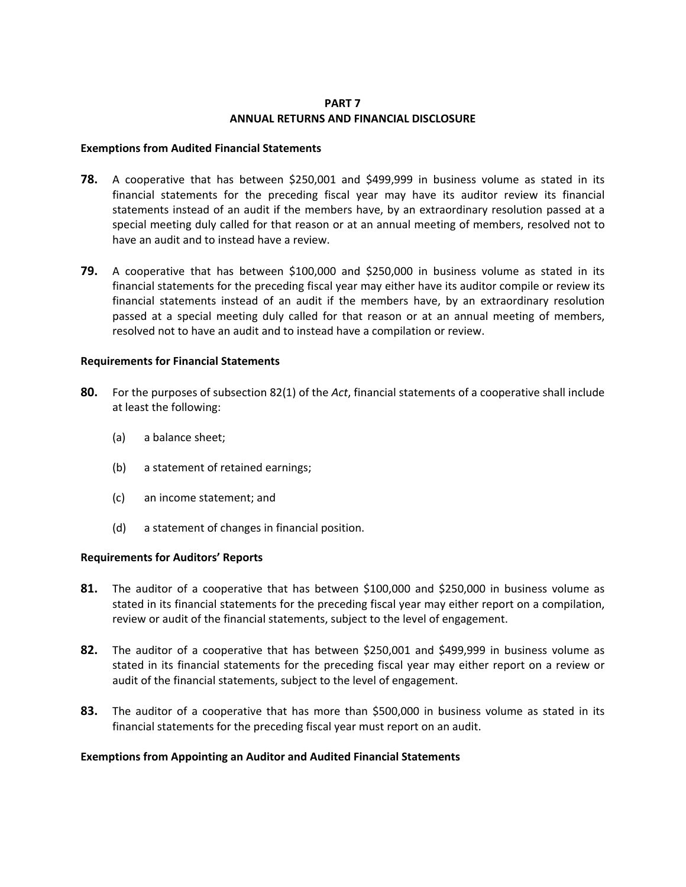# PART 7
# ANNUAL RETURNS AND FINANCIAL DISCLOSURE

### Exemptions from Audited Financial Statements

**78.** A cooperative that has between $250,001 and $499,999 in business volume as stated in its financial statements for the preceding fiscal year may have its auditor review its financial statements instead of an audit if the members have, by an extraordinary resolution passed at a special meeting duly called for that reason or at an annual meeting of members, resolved not to have an audit and to instead have a review.

**79.** A cooperative that has between $100,000 and $250,000 in business volume as stated in its financial statements for the preceding fiscal year may either have its auditor compile or review its financial statements instead of an audit if the members have, by an extraordinary resolution passed at a special meeting duly called for that reason or at an annual meeting of members, resolved not to have an audit and to instead have a compilation or review.

### Requirements for Financial Statements

**80.** For the purposes of subsection 82(1) of the *Act*, financial statements of a cooperative shall include at least the following:

(a) a balance sheet;

(b) a statement of retained earnings;

(c) an income statement; and

(d) a statement of changes in financial position.

### Requirements for Auditors' Reports

**81.** The auditor of a cooperative that has between $100,000 and $250,000 in business volume as stated in its financial statements for the preceding fiscal year may either report on a compilation, review or audit of the financial statements, subject to the level of engagement.

**82.** The auditor of a cooperative that has between $250,001 and $499,999 in business volume as stated in its financial statements for the preceding fiscal year may either report on a review or audit of the financial statements, subject to the level of engagement.

**83.** The auditor of a cooperative that has more than $500,000 in business volume as stated in its financial statements for the preceding fiscal year must report on an audit.

### Exemptions from Appointing an Auditor and Audited Financial Statements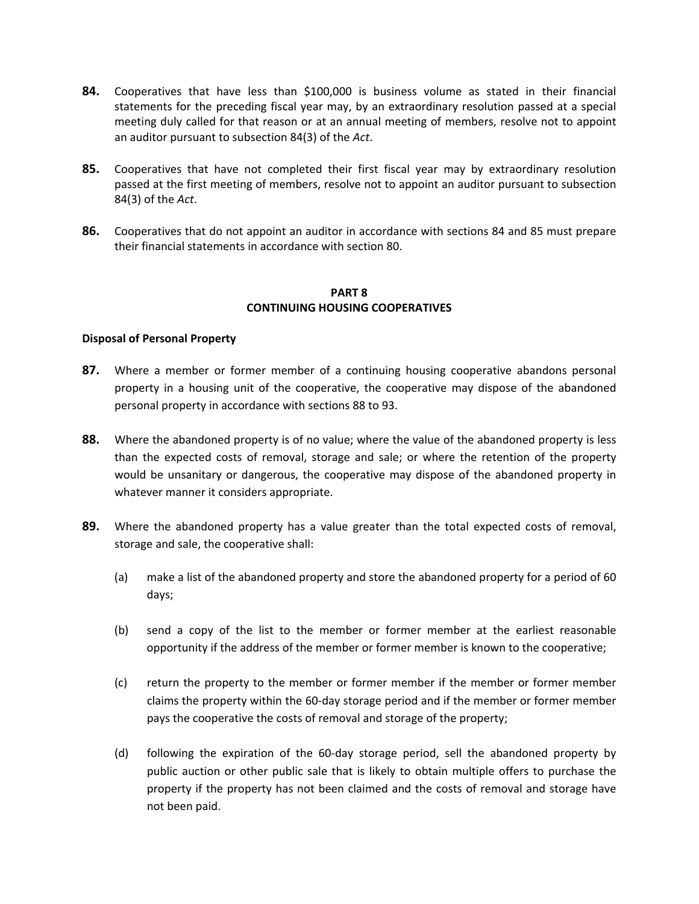**84.** Cooperatives that have less than $100,000 is business volume as stated in their financial statements for the preceding fiscal year may, by an extraordinary resolution passed at a special meeting duly called for that reason or at an annual meeting of members, resolve not to appoint an auditor pursuant to subsection 84(3) of the *Act*.

**85.** Cooperatives that have not completed their first fiscal year may by extraordinary resolution passed at the first meeting of members, resolve not to appoint an auditor pursuant to subsection 84(3) of the *Act*.

**86.** Cooperatives that do not appoint an auditor in accordance with sections 84 and 85 must prepare their financial statements in accordance with section 80.

## PART 8
## CONTINUING HOUSING COOPERATIVES

**Disposal of Personal Property**

**87.** Where a member or former member of a continuing housing cooperative abandons personal property in a housing unit of the cooperative, the cooperative may dispose of the abandoned personal property in accordance with sections 88 to 93.

**88.** Where the abandoned property is of no value; where the value of the abandoned property is less than the expected costs of removal, storage and sale; or where the retention of the property would be unsanitary or dangerous, the cooperative may dispose of the abandoned property in whatever manner it considers appropriate.

**89.** Where the abandoned property has a value greater than the total expected costs of removal, storage and sale, the cooperative shall:

(a) make a list of the abandoned property and store the abandoned property for a period of 60 days;

(b) send a copy of the list to the member or former member at the earliest reasonable opportunity if the address of the member or former member is known to the cooperative;

(c) return the property to the member or former member if the member or former member claims the property within the 60-day storage period and if the member or former member pays the cooperative the costs of removal and storage of the property;

(d) following the expiration of the 60-day storage period, sell the abandoned property by public auction or other public sale that is likely to obtain multiple offers to purchase the property if the property has not been claimed and the costs of removal and storage have not been paid.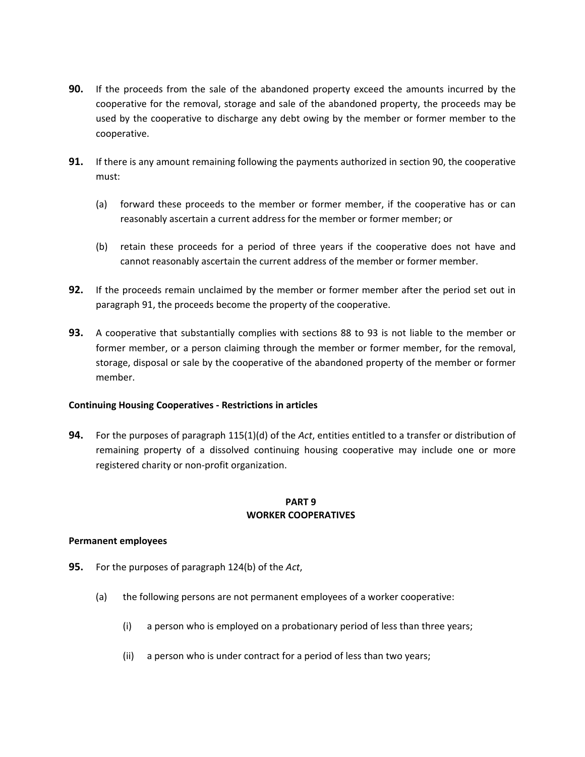**90.** If the proceeds from the sale of the abandoned property exceed the amounts incurred by the cooperative for the removal, storage and sale of the abandoned property, the proceeds may be used by the cooperative to discharge any debt owing by the member or former member to the cooperative.

**91.** If there is any amount remaining following the payments authorized in section 90, the cooperative must:

(a) forward these proceeds to the member or former member, if the cooperative has or can reasonably ascertain a current address for the member or former member; or

(b) retain these proceeds for a period of three years if the cooperative does not have and cannot reasonably ascertain the current address of the member or former member.

**92.** If the proceeds remain unclaimed by the member or former member after the period set out in paragraph 91, the proceeds become the property of the cooperative.

**93.** A cooperative that substantially complies with sections 88 to 93 is not liable to the member or former member, or a person claiming through the member or former member, for the removal, storage, disposal or sale by the cooperative of the abandoned property of the member or former member.

**Continuing Housing Cooperatives - Restrictions in articles**

**94.** For the purposes of paragraph 115(1)(d) of the *Act*, entities entitled to a transfer or distribution of remaining property of a dissolved continuing housing cooperative may include one or more registered charity or non-profit organization.

## PART 9
## WORKER COOPERATIVES

**Permanent employees**

**95.** For the purposes of paragraph 124(b) of the *Act*,

(a) the following persons are not permanent employees of a worker cooperative:

(i) a person who is employed on a probationary period of less than three years;

(ii) a person who is under contract for a period of less than two years;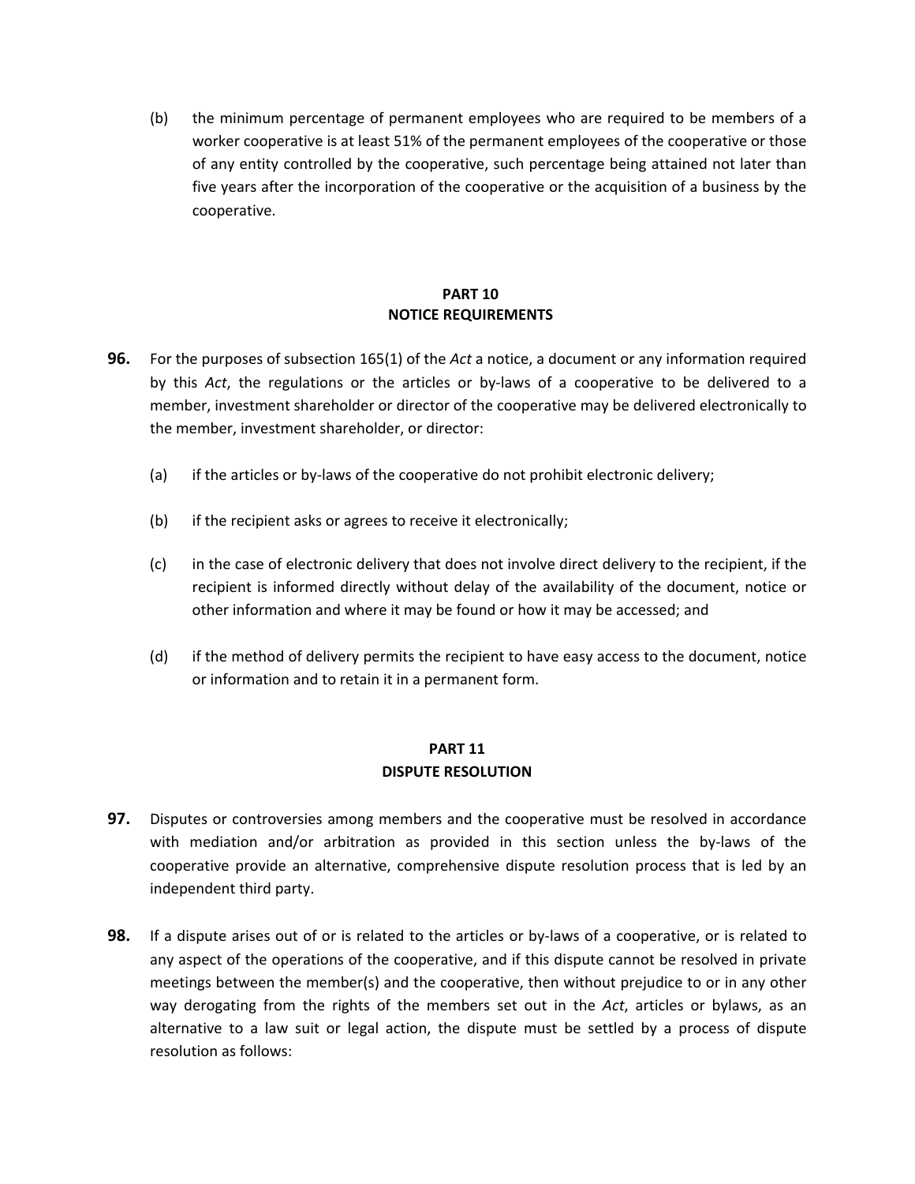(b) the minimum percentage of permanent employees who are required to be members of a worker cooperative is at least 51% of the permanent employees of the cooperative or those of any entity controlled by the cooperative, such percentage being attained not later than five years after the incorporation of the cooperative or the acquisition of a business by the cooperative.

## PART 10
## NOTICE REQUIREMENTS

**96.** For the purposes of subsection 165(1) of the *Act* a notice, a document or any information required by this *Act*, the regulations or the articles or by-laws of a cooperative to be delivered to a member, investment shareholder or director of the cooperative may be delivered electronically to the member, investment shareholder, or director:

(a) if the articles or by-laws of the cooperative do not prohibit electronic delivery;

(b) if the recipient asks or agrees to receive it electronically;

(c) in the case of electronic delivery that does not involve direct delivery to the recipient, if the recipient is informed directly without delay of the availability of the document, notice or other information and where it may be found or how it may be accessed; and

(d) if the method of delivery permits the recipient to have easy access to the document, notice or information and to retain it in a permanent form.

## PART 11
## DISPUTE RESOLUTION

**97.** Disputes or controversies among members and the cooperative must be resolved in accordance with mediation and/or arbitration as provided in this section unless the by-laws of the cooperative provide an alternative, comprehensive dispute resolution process that is led by an independent third party.

**98.** If a dispute arises out of or is related to the articles or by-laws of a cooperative, or is related to any aspect of the operations of the cooperative, and if this dispute cannot be resolved in private meetings between the member(s) and the cooperative, then without prejudice to or in any other way derogating from the rights of the members set out in the *Act*, articles or bylaws, as an alternative to a law suit or legal action, the dispute must be settled by a process of dispute resolution as follows: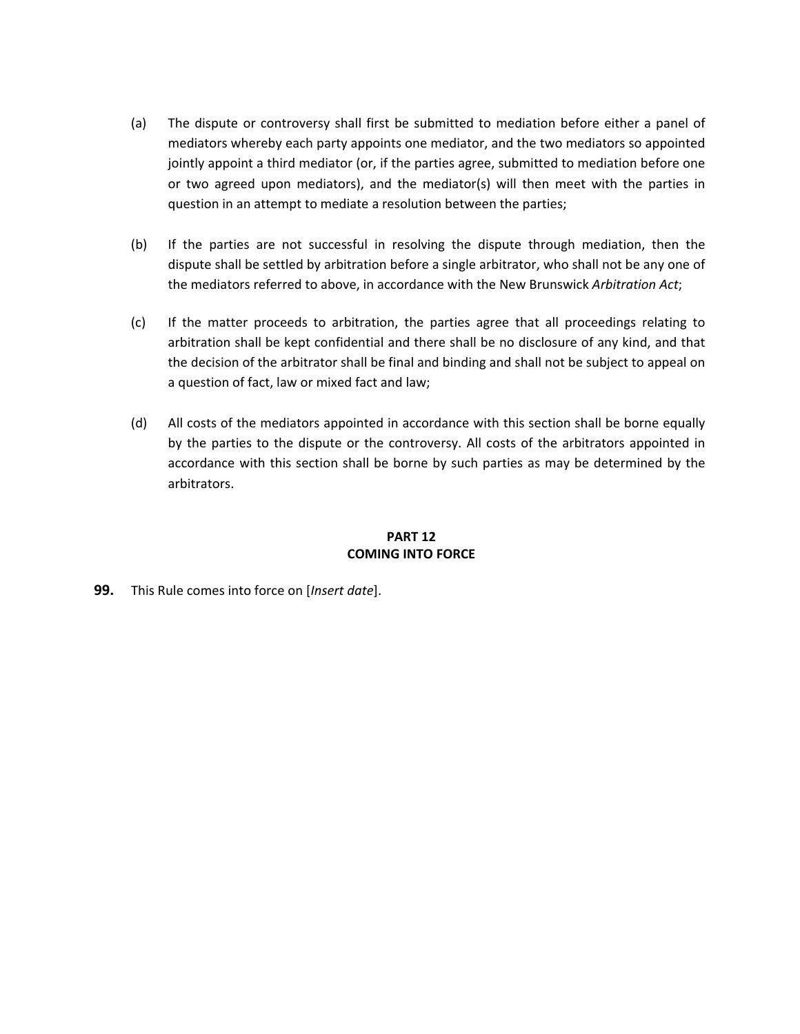(a) The dispute or controversy shall first be submitted to mediation before either a panel of mediators whereby each party appoints one mediator, and the two mediators so appointed jointly appoint a third mediator (or, if the parties agree, submitted to mediation before one or two agreed upon mediators), and the mediator(s) will then meet with the parties in question in an attempt to mediate a resolution between the parties;

(b) If the parties are not successful in resolving the dispute through mediation, then the dispute shall be settled by arbitration before a single arbitrator, who shall not be any one of the mediators referred to above, in accordance with the New Brunswick *Arbitration Act*;

(c) If the matter proceeds to arbitration, the parties agree that all proceedings relating to arbitration shall be kept confidential and there shall be no disclosure of any kind, and that the decision of the arbitrator shall be final and binding and shall not be subject to appeal on a question of fact, law or mixed fact and law;

(d) All costs of the mediators appointed in accordance with this section shall be borne equally by the parties to the dispute or the controversy. All costs of the arbitrators appointed in accordance with this section shall be borne by such parties as may be determined by the arbitrators.

## PART 12
## COMING INTO FORCE

**99.** This Rule comes into force on [*Insert date*].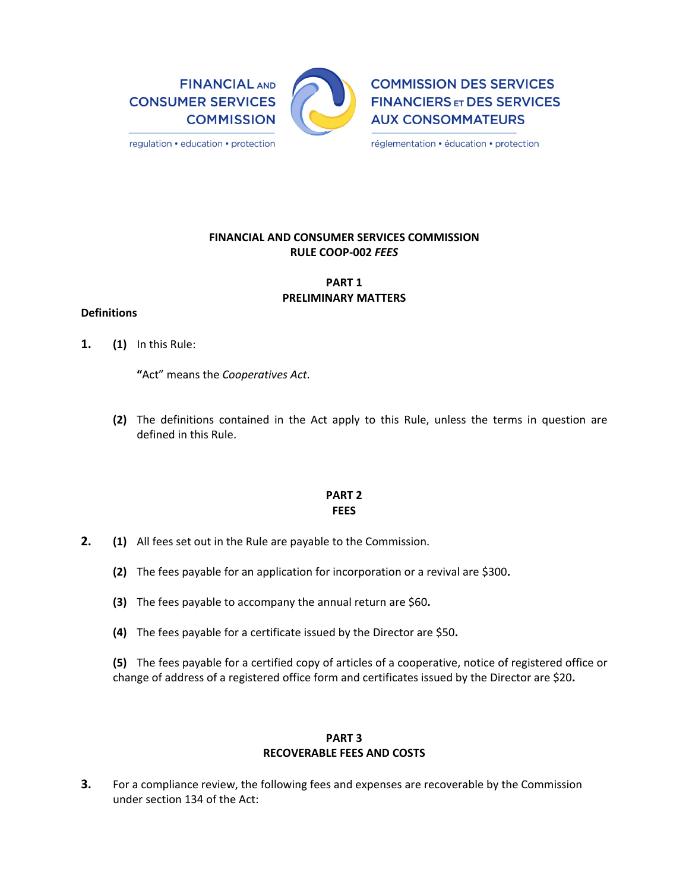FINANCIAL AND CONSUMER SERVICES COMMISSION

regulation • education • protection

COMMISSION DES SERVICES FINANCIERS ET DES SERVICES AUX CONSOMMATEURS

réglementation • éducation • protection

**FINANCIAL AND CONSUMER SERVICES COMMISSION**
**RULE COOP-002 *FEES***

**PART 1**
**PRELIMINARY MATTERS**

**Definitions**

**1.** **(1)** In this Rule:

"Act" means the *Cooperatives Act*.

**(2)** The definitions contained in the Act apply to this Rule, unless the terms in question are defined in this Rule.

**PART 2**
**FEES**

**2.** **(1)** All fees set out in the Rule are payable to the Commission.

**(2)** The fees payable for an application for incorporation or a revival are $300.

**(3)** The fees payable to accompany the annual return are $60.

**(4)** The fees payable for a certificate issued by the Director are $50.

**(5)** The fees payable for a certified copy of articles of a cooperative, notice of registered office or change of address of a registered office form and certificates issued by the Director are $20.

**PART 3**
**RECOVERABLE FEES AND COSTS**

**3.** For a compliance review, the following fees and expenses are recoverable by the Commission under section 134 of the Act: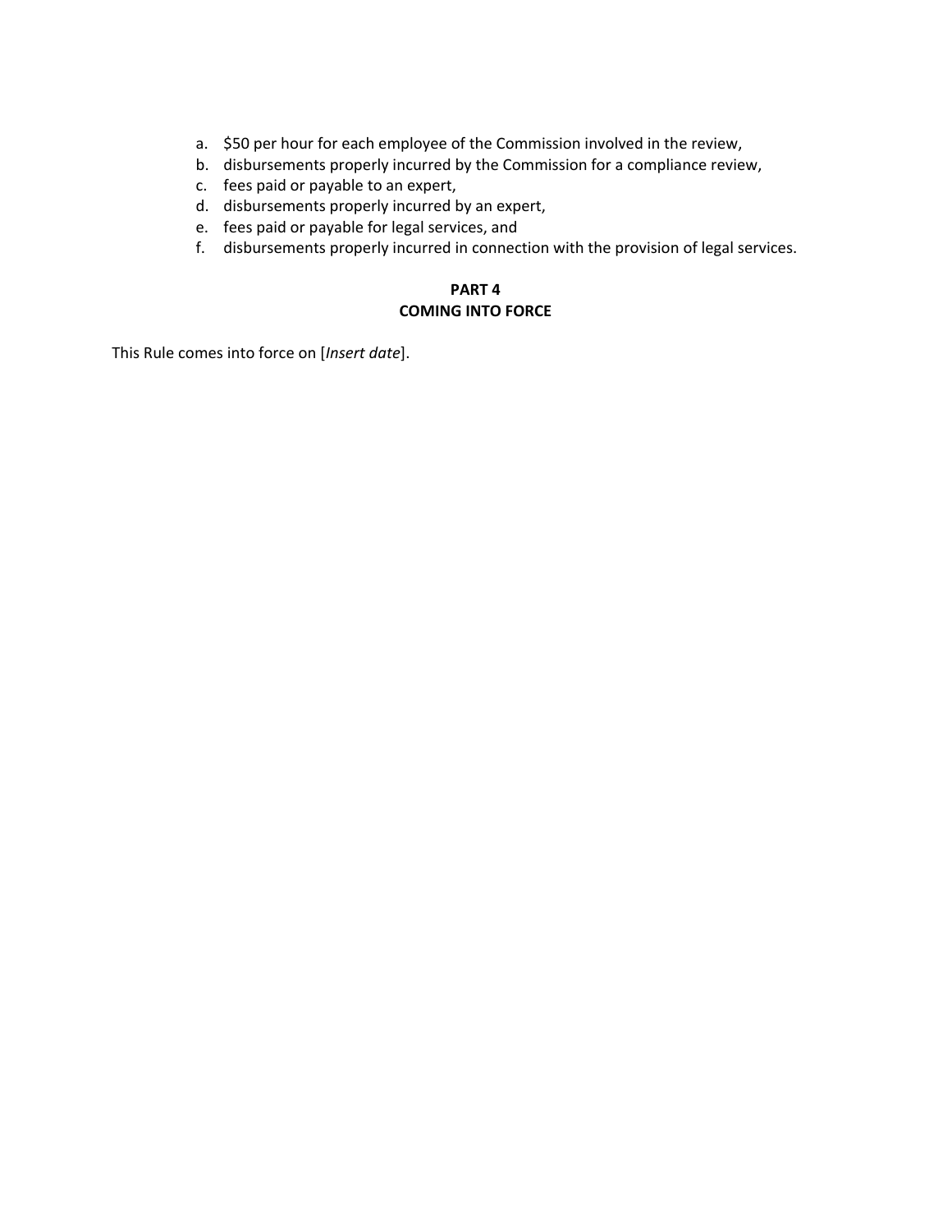a. $50 per hour for each employee of the Commission involved in the review,
b. disbursements properly incurred by the Commission for a compliance review,
c. fees paid or payable to an expert,
d. disbursements properly incurred by an expert,
e. fees paid or payable for legal services, and
f. disbursements properly incurred in connection with the provision of legal services.

## PART 4
## COMING INTO FORCE

This Rule comes into force on [*Insert date*].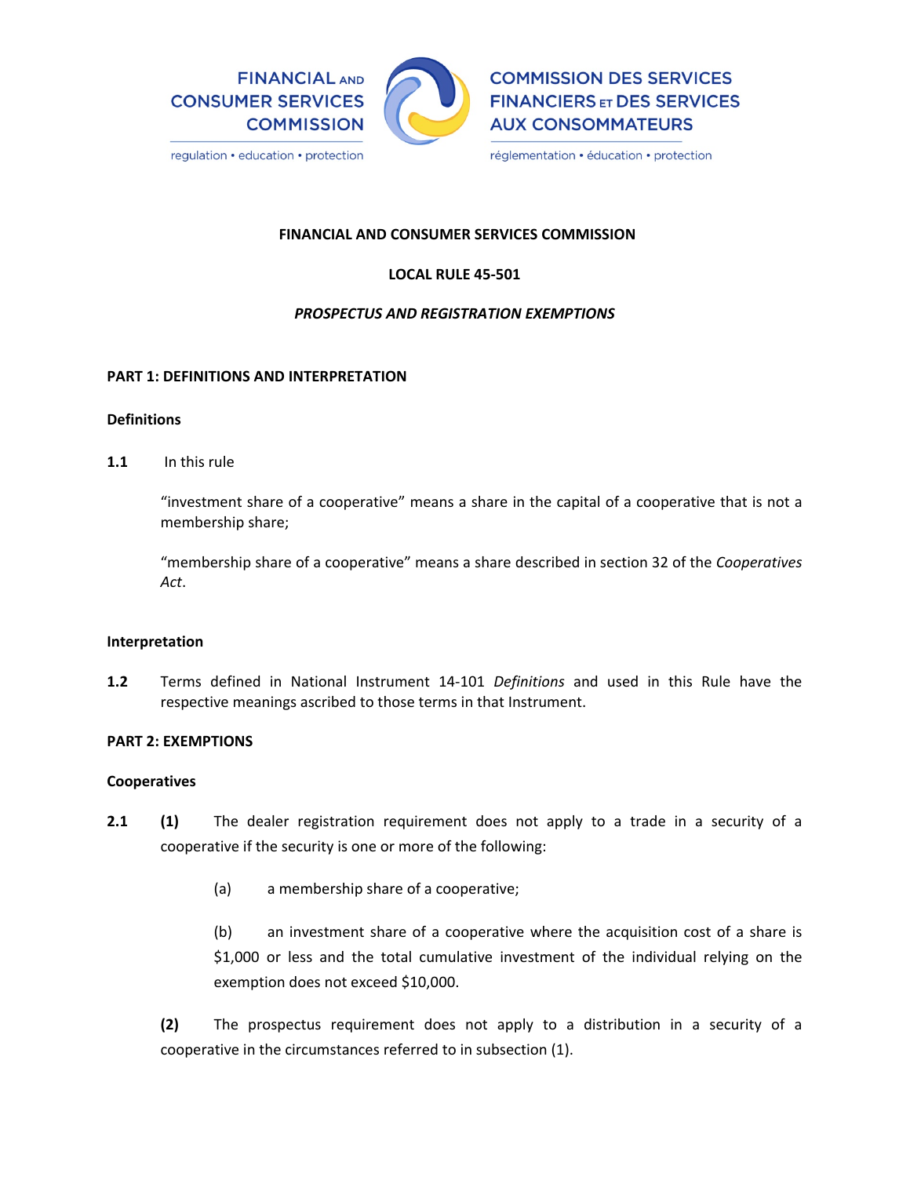FINANCIAL AND CONSUMER SERVICES COMMISSION

regulation • education • protection

COMMISSION DES SERVICES FINANCIERS ET DES SERVICES AUX CONSOMMATEURS

réglementation • éducation • protection

**FINANCIAL AND CONSUMER SERVICES COMMISSION**

**LOCAL RULE 45-501**

***PROSPECTUS AND REGISTRATION EXEMPTIONS***

## PART 1: DEFINITIONS AND INTERPRETATION

### Definitions

**1.1** In this rule

"investment share of a cooperative" means a share in the capital of a cooperative that is not a membership share;

"membership share of a cooperative" means a share described in section 32 of the *Cooperatives Act*.

### Interpretation

**1.2** Terms defined in National Instrument 14-101 *Definitions* and used in this Rule have the respective meanings ascribed to those terms in that Instrument.

## PART 2: EXEMPTIONS

### Cooperatives

**2.1** **(1)** The dealer registration requirement does not apply to a trade in a security of a cooperative if the security is one or more of the following:

(a) a membership share of a cooperative;

(b) an investment share of a cooperative where the acquisition cost of a share is $1,000 or less and the total cumulative investment of the individual relying on the exemption does not exceed $10,000.

**(2)** The prospectus requirement does not apply to a distribution in a security of a cooperative in the circumstances referred to in subsection (1).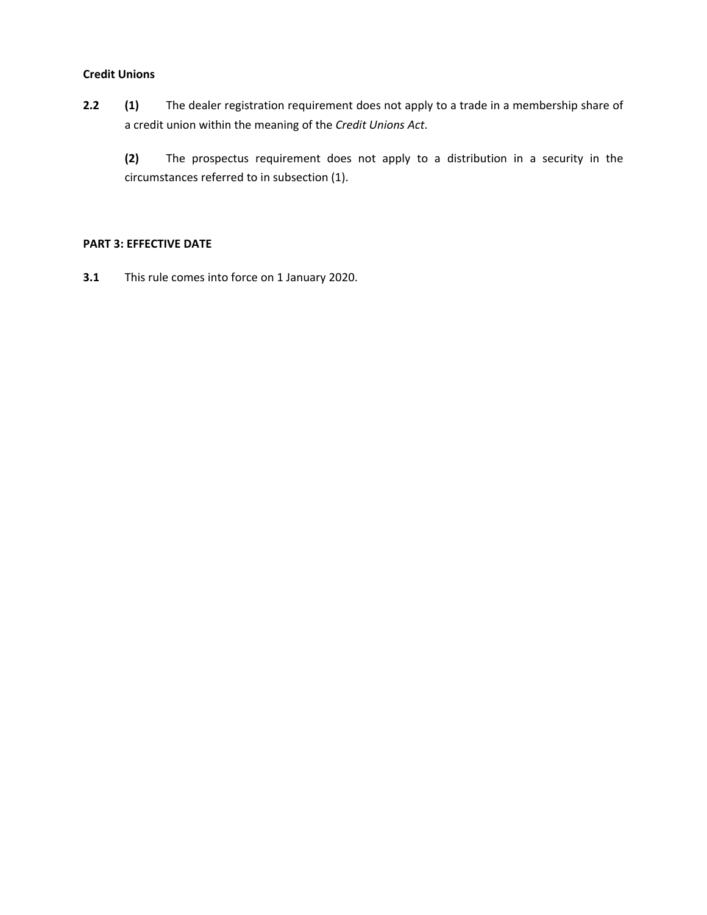**Credit Unions**

**2.2** **(1)** The dealer registration requirement does not apply to a trade in a membership share of a credit union within the meaning of the *Credit Unions Act*.

**(2)** The prospectus requirement does not apply to a distribution in a security in the circumstances referred to in subsection (1).

**PART 3: EFFECTIVE DATE**

**3.1** This rule comes into force on 1 January 2020.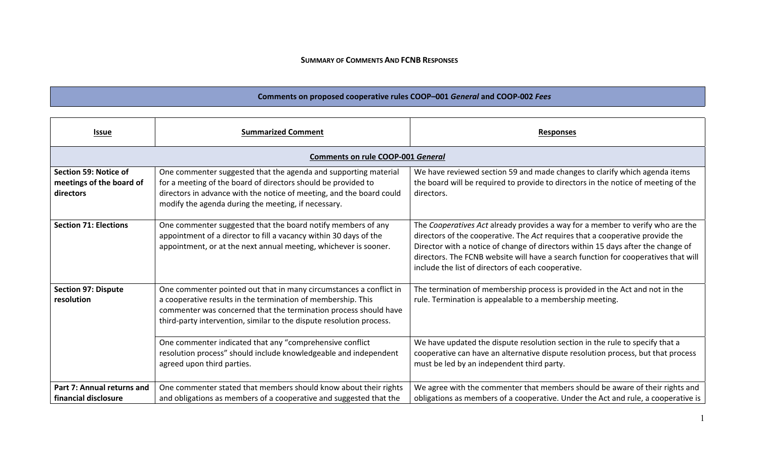**SUMMARY OF COMMENTS AND FCNB RESPONSES**

| Comments on proposed cooperative rules COOP–001 *General* and COOP-002 *Fees* | | |
|---|---|---|

| Issue | Summarized Comment | Responses |
|---|---|---|
| **Comments on rule COOP-001 *General*** | | |
| **Section 59: Notice of meetings of the board of directors** | One commenter suggested that the agenda and supporting material for a meeting of the board of directors should be provided to directors in advance with the notice of meeting, and the board could modify the agenda during the meeting, if necessary. | We have reviewed section 59 and made changes to clarify which agenda items the board will be required to provide to directors in the notice of meeting of the directors. |
| **Section 71: Elections** | One commenter suggested that the board notify members of any appointment of a director to fill a vacancy within 30 days of the appointment, or at the next annual meeting, whichever is sooner. | The *Cooperatives Act* already provides a way for a member to verify who are the directors of the cooperative. The *Act* requires that a cooperative provide the Director with a notice of change of directors within 15 days after the change of directors. The FCNB website will have a search function for cooperatives that will include the list of directors of each cooperative. |
| **Section 97: Dispute resolution** | One commenter pointed out that in many circumstances a conflict in a cooperative results in the termination of membership. This commenter was concerned that the termination process should have third-party intervention, similar to the dispute resolution process. | The termination of membership process is provided in the Act and not in the rule. Termination is appealable to a membership meeting. |
| | One commenter indicated that any "comprehensive conflict resolution process" should include knowledgeable and independent agreed upon third parties. | We have updated the dispute resolution section in the rule to specify that a cooperative can have an alternative dispute resolution process, but that process must be led by an independent third party. |
| **Part 7: Annual returns and financial disclosure** | One commenter stated that members should know about their rights and obligations as members of a cooperative and suggested that the | We agree with the commenter that members should be aware of their rights and obligations as members of a cooperative. Under the Act and rule, a cooperative is |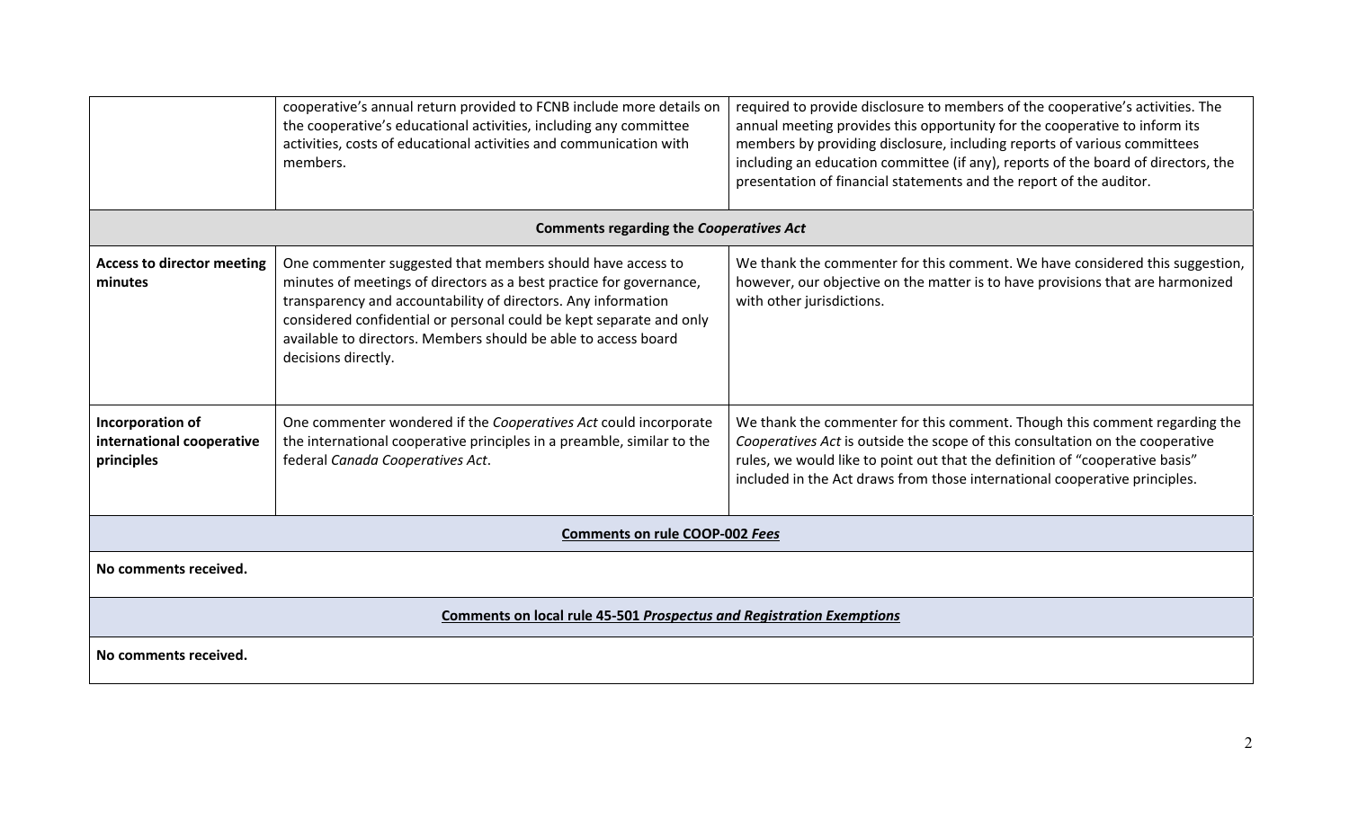| | | |
|---|---|---|
| | cooperative's annual return provided to FCNB include more details on the cooperative's educational activities, including any committee activities, costs of educational activities and communication with members. | required to provide disclosure to members of the cooperative's activities. The annual meeting provides this opportunity for the cooperative to inform its members by providing disclosure, including reports of various committees including an education committee (if any), reports of the board of directors, the presentation of financial statements and the report of the auditor. |
| **Comments regarding the *Cooperatives Act*** | | |
| **Access to director meeting minutes** | One commenter suggested that members should have access to minutes of meetings of directors as a best practice for governance, transparency and accountability of directors. Any information considered confidential or personal could be kept separate and only available to directors. Members should be able to access board decisions directly. | We thank the commenter for this comment. We have considered this suggestion, however, our objective on the matter is to have provisions that are harmonized with other jurisdictions. |
| **Incorporation of international cooperative principles** | One commenter wondered if the *Cooperatives Act* could incorporate the international cooperative principles in a preamble, similar to the federal *Canada Cooperatives Act*. | We thank the commenter for this comment. Though this comment regarding the *Cooperatives Act* is outside the scope of this consultation on the cooperative rules, we would like to point out that the definition of "cooperative basis" included in the Act draws from those international cooperative principles. |
| **Comments on rule COOP-002 *Fees*** | | |
| **No comments received.** | | |
| **Comments on local rule 45-501 *Prospectus and Registration Exemptions*** | | |
| **No comments received.** | | |